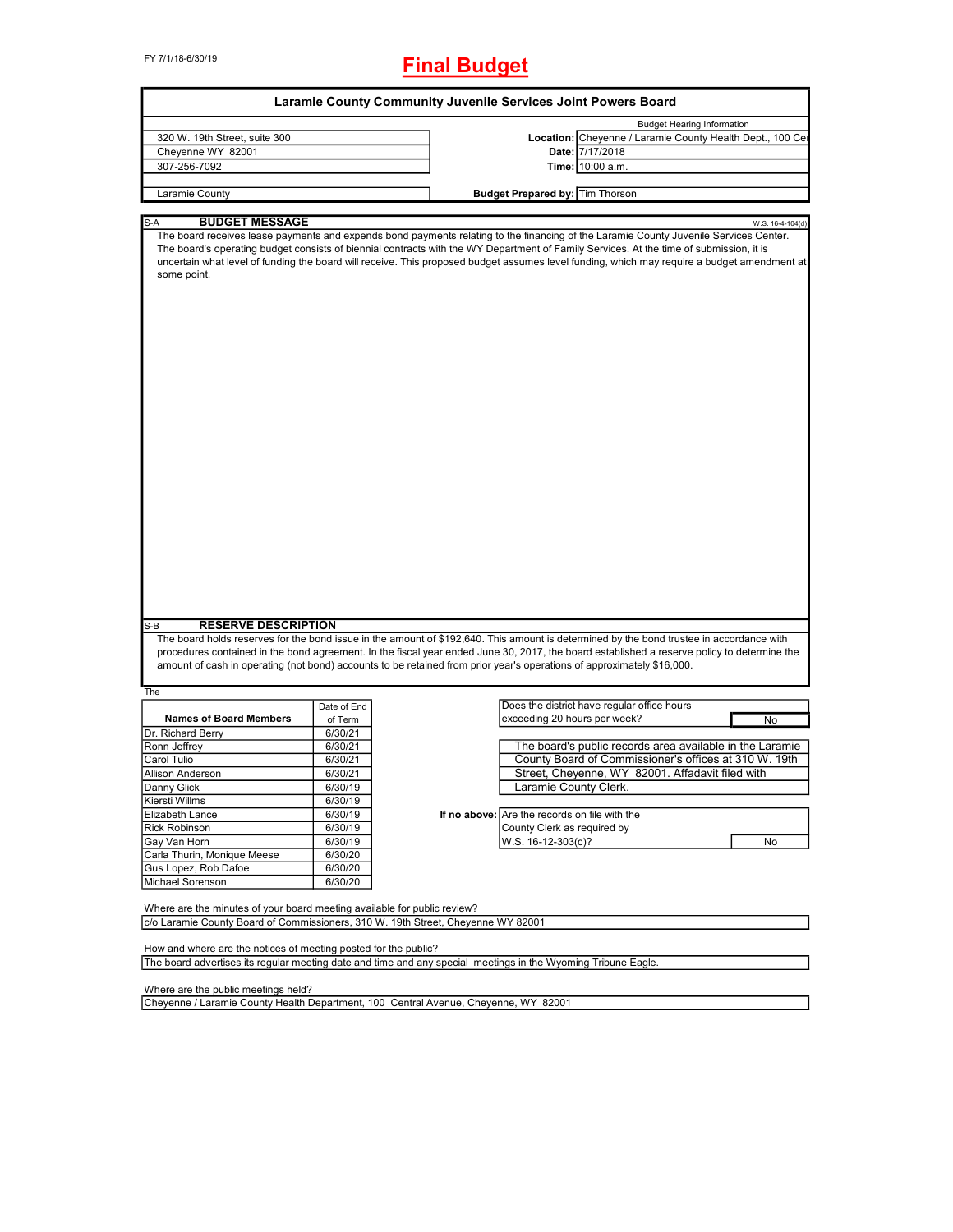FY 7/1/18-6/30/19

# Final Budget

## Laramie County Community Juvenile Services Joint Powers Board

| | | |
|---|---|---|
| 320 W. 19th Street, suite 300 | | Budget Hearing Information |
| Cheyenne WY 82001 | **Location:** | Cheyenne / Laramie County Health Dept., 100 Ce |
| 307-256-7092 | **Date:** | 7/17/2018 |
| | **Time:** | 10:00 a.m. |
| Laramie County | **Budget Prepared by:** | Tim Thorson |

### S-A BUDGET MESSAGE

W.S. 16-4-104(d)

The board receives lease payments and expends bond payments relating to the financing of the Laramie County Juvenile Services Center. The board's operating budget consists of biennial contracts with the WY Department of Family Services. At the time of submission, it is uncertain what level of funding the board will receive. This proposed budget assumes level funding, which may require a budget amendment at some point.

### S-B RESERVE DESCRIPTION

The board holds reserves for the bond issue in the amount of $192,640. This amount is determined by the bond trustee in accordance with procedures contained in the bond agreement. In the fiscal year ended June 30, 2017, the board established a reserve policy to determine the amount of cash in operating (not bond) accounts to be retained from prior year's operations of approximately $16,000.

The

| Names of Board Members | Date of End of Term |
|---|---|
| Dr. Richard Berry | 6/30/21 |
| Ronn Jeffrey | 6/30/21 |
| Carol Tulio | 6/30/21 |
| Allison Anderson | 6/30/21 |
| Danny Glick | 6/30/19 |
| Kiersti Willms | 6/30/19 |
| Elizabeth Lance | 6/30/19 |
| Rick Robinson | 6/30/19 |
| Gay Van Horn | 6/30/19 |
| Carla Thurin, Monique Meese | 6/30/20 |
| Gus Lopez, Rob Dafoe | 6/30/20 |
| Michael Sorenson | 6/30/20 |

Does the district have regular office hours exceeding 20 hours per week? **No**

The board's public records area available in the Laramie County Board of Commissioner's offices at 310 W. 19th Street, Cheyenne, WY 82001. Affadavit filed with Laramie County Clerk.

**If no above:** Are the records on file with the County Clerk as required by W.S. 16-12-303(c)? **No**

Where are the minutes of your board meeting available for public review?

c/o Laramie County Board of Commissioners, 310 W. 19th Street, Cheyenne WY 82001

How and where are the notices of meeting posted for the public?

The board advertises its regular meeting date and time and any special meetings in the Wyoming Tribune Eagle.

Where are the public meetings held?

Cheyenne / Laramie County Health Department, 100 Central Avenue, Cheyenne, WY 82001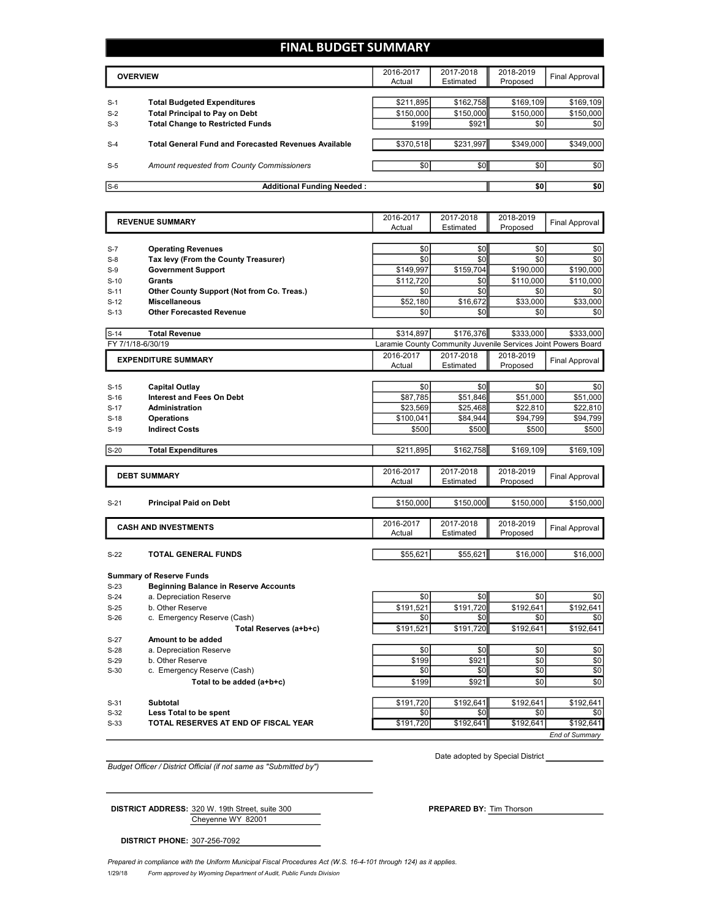# FINAL BUDGET SUMMARY

| | OVERVIEW | 2016-2017 Actual | 2017-2018 Estimated | 2018-2019 Proposed | Final Approval |
|---|---|---|---|---|---|
| S-1 | **Total Budgeted Expenditures** | $211,895 | $162,758 | $169,109 | $169,109 |
| S-2 | **Total Principal to Pay on Debt** | $150,000 | $150,000 | $150,000 | $150,000 |
| S-3 | **Total Change to Restricted Funds** | $199 | $921 | $0 | $0 |
| S-4 | **Total General Fund and Forecasted Revenues Available** | $370,518 | $231,997 | $349,000 | $349,000 |
| S-5 | *Amount requested from County Commissioners* | $0 | $0 | $0 | $0 |
| S-6 | **Additional Funding Needed :** | | | **$0** | **$0** |

| | REVENUE SUMMARY | 2016-2017 Actual | 2017-2018 Estimated | 2018-2019 Proposed | Final Approval |
|---|---|---|---|---|---|
| S-7 | **Operating Revenues** | $0 | $0 | $0 | $0 |
| S-8 | **Tax levy (From the County Treasurer)** | $0 | $0 | $0 | $0 |
| S-9 | **Government Support** | $149,997 | $159,704 | $190,000 | $190,000 |
| S-10 | **Grants** | $112,720 | $0 | $110,000 | $110,000 |
| S-11 | **Other County Support (Not from Co. Treas.)** | $0 | $0 | $0 | $0 |
| S-12 | **Miscellaneous** | $52,180 | $16,672 | $33,000 | $33,000 |
| S-13 | **Other Forecasted Revenue** | $0 | $0 | $0 | $0 |
| S-14 | **Total Revenue** | $314,897 | $176,376 | $333,000 | $333,000 |

FY 7/1/18-6/30/19 — Laramie County Community Juvenile Services Joint Powers Board

| | EXPENDITURE SUMMARY | 2016-2017 Actual | 2017-2018 Estimated | 2018-2019 Proposed | Final Approval |
|---|---|---|---|---|---|
| S-15 | **Capital Outlay** | $0 | $0 | $0 | $0 |
| S-16 | **Interest and Fees On Debt** | $87,785 | $51,846 | $51,000 | $51,000 |
| S-17 | **Administration** | $23,569 | $25,468 | $22,810 | $22,810 |
| S-18 | **Operations** | $100,041 | $84,944 | $94,799 | $94,799 |
| S-19 | **Indirect Costs** | $500 | $500 | $500 | $500 |
| S-20 | **Total Expenditures** | $211,895 | $162,758 | $169,109 | $169,109 |

| | DEBT SUMMARY | 2016-2017 Actual | 2017-2018 Estimated | 2018-2019 Proposed | Final Approval |
|---|---|---|---|---|---|
| S-21 | **Principal Paid on Debt** | $150,000 | $150,000 | $150,000 | $150,000 |

| | CASH AND INVESTMENTS | 2016-2017 Actual | 2017-2018 Estimated | 2018-2019 Proposed | Final Approval |
|---|---|---|---|---|---|
| S-22 | **TOTAL GENERAL FUNDS** | $55,621 | $55,621 | $16,000 | $16,000 |
| | **Summary of Reserve Funds** | | | | |
| S-23 | **Beginning Balance in Reserve Accounts** | | | | |
| S-24 | a. Depreciation Reserve | $0 | $0 | $0 | $0 |
| S-25 | b. Other Reserve | $191,521 | $191,720 | $192,641 | $192,641 |
| S-26 | c. Emergency Reserve (Cash) | $0 | $0 | $0 | $0 |
| | **Total Reserves (a+b+c)** | $191,521 | $191,720 | $192,641 | $192,641 |
| S-27 | **Amount to be added** | | | | |
| S-28 | a. Depreciation Reserve | $0 | $0 | $0 | $0 |
| S-29 | b. Other Reserve | $199 | $921 | $0 | $0 |
| S-30 | c. Emergency Reserve (Cash) | $0 | $0 | $0 | $0 |
| | **Total to be added (a+b+c)** | $199 | $921 | $0 | $0 |
| S-31 | **Subtotal** | $191,720 | $192,641 | $192,641 | $192,641 |
| S-32 | **Less Total to be spent** | $0 | $0 | $0 | $0 |
| S-33 | **TOTAL RESERVES AT END OF FISCAL YEAR** | $191,720 | $192,641 | $192,641 | $192,641 |

*End of Summary*

*Budget Officer / District Official (if not same as "Submitted by")*

Date adopted by Special District ____________

**DISTRICT ADDRESS:** 320 W. 19th Street, suite 300
Cheyenne WY 82001

**PREPARED BY:** Tim Thorson

**DISTRICT PHONE:** 307-256-7092

*Prepared in compliance with the Uniform Municipal Fiscal Procedures Act (W.S. 16-4-101 through 124) as it applies.*

1/29/18 *Form approved by Wyoming Department of Audit, Public Funds Division*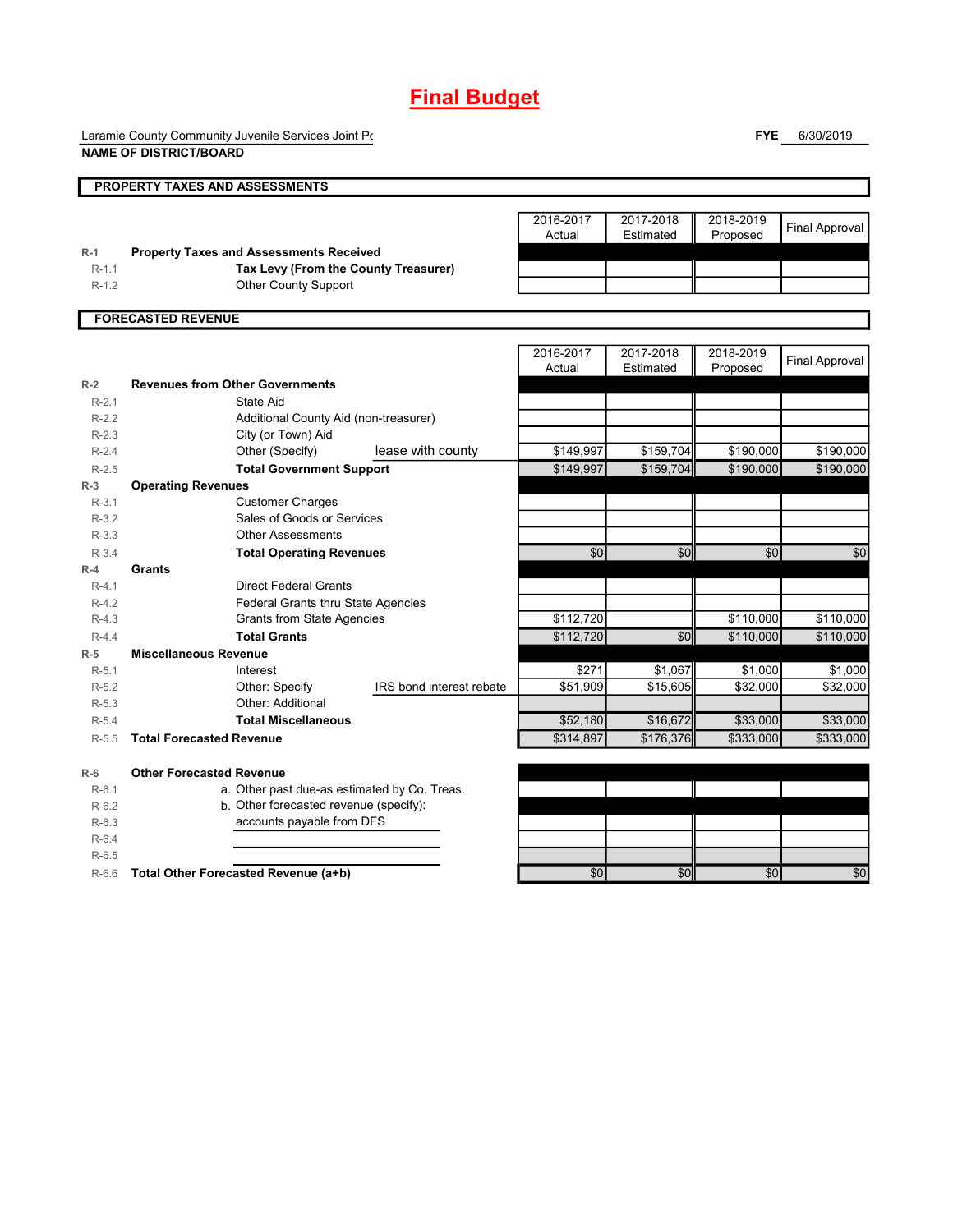# Final Budget

Laramie County Community Juvenile Services Joint Pc

**NAME OF DISTRICT/BOARD**

**FYE** 6/30/2019

## PROPERTY TAXES AND ASSESSMENTS

| | | 2016-2017 Actual | 2017-2018 Estimated | 2018-2019 Proposed | Final Approval |
|---|---|---|---|---|---|
| R-1 | **Property Taxes and Assessments Received** | | | | |
| R-1.1 | **Tax Levy (From the County Treasurer)** | | | | |
| R-1.2 | Other County Support | | | | |

## FORECASTED REVENUE

| | | 2016-2017 Actual | 2017-2018 Estimated | 2018-2019 Proposed | Final Approval |
|---|---|---|---|---|---|
| R-2 | **Revenues from Other Governments** | | | | |
| R-2.1 | State Aid | | | | |
| R-2.2 | Additional County Aid (non-treasurer) | | | | |
| R-2.3 | City (or Town) Aid | | | | |
| R-2.4 | Other (Specify) lease with county | $149,997 | $159,704 | $190,000 | $190,000 |
| R-2.5 | **Total Government Support** | $149,997 | $159,704 | $190,000 | $190,000 |
| R-3 | **Operating Revenues** | | | | |
| R-3.1 | Customer Charges | | | | |
| R-3.2 | Sales of Goods or Services | | | | |
| R-3.3 | Other Assessments | | | | |
| R-3.4 | **Total Operating Revenues** | $0 | $0 | $0 | $0 |
| R-4 | **Grants** | | | | |
| R-4.1 | Direct Federal Grants | | | | |
| R-4.2 | Federal Grants thru State Agencies | | | | |
| R-4.3 | Grants from State Agencies | $112,720 | | $110,000 | $110,000 |
| R-4.4 | **Total Grants** | $112,720 | $0 | $110,000 | $110,000 |
| R-5 | **Miscellaneous Revenue** | | | | |
| R-5.1 | Interest | $271 | $1,067 | $1,000 | $1,000 |
| R-5.2 | Other: Specify IRS bond interest rebate | $51,909 | $15,605 | $32,000 | $32,000 |
| R-5.3 | Other: Additional | | | | |
| R-5.4 | **Total Miscellaneous** | $52,180 | $16,672 | $33,000 | $33,000 |
| R-5.5 | **Total Forecasted Revenue** | $314,897 | $176,376 | $333,000 | $333,000 |
| R-6 | **Other Forecasted Revenue** | | | | |
| R-6.1 | a. Other past due-as estimated by Co. Treas. | | | | |
| R-6.2 | b. Other forecasted revenue (specify): | | | | |
| R-6.3 | accounts payable from DFS | | | | |
| R-6.4 | | | | | |
| R-6.5 | | | | | |
| R-6.6 | **Total Other Forecasted Revenue (a+b)** | $0 | $0 | $0 | $0 |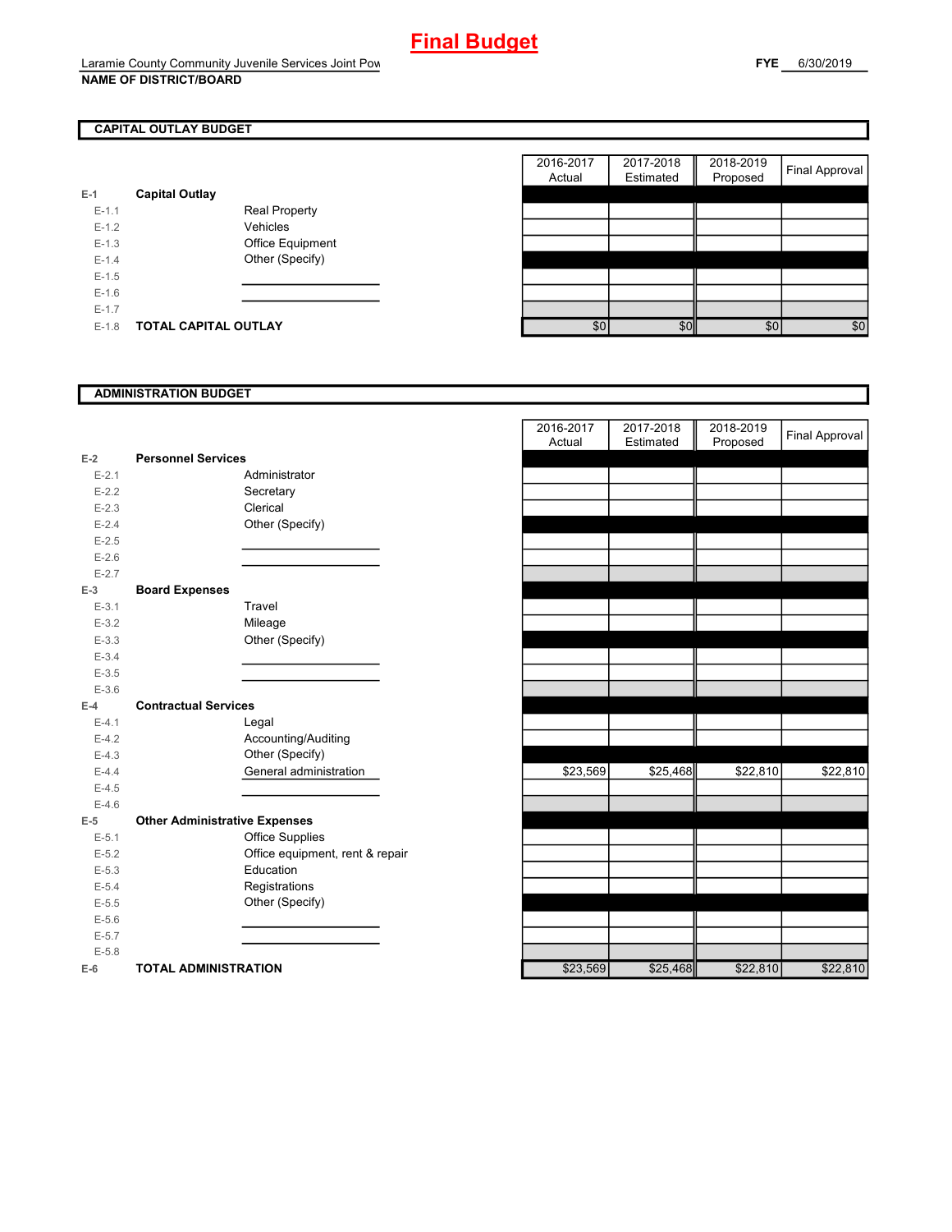# Final Budget

Laramie County Community Juvenile Services Joint Pow

**NAME OF DISTRICT/BOARD**

**FYE** 6/30/2019

## CAPITAL OUTLAY BUDGET

| | | | 2016-2017 Actual | 2017-2018 Estimated | 2018-2019 Proposed | Final Approval |
|---|---|---|---|---|---|---|
| E-1 | **Capital Outlay** | | | | | |
| E-1.1 | | Real Property | | | | |
| E-1.2 | | Vehicles | | | | |
| E-1.3 | | Office Equipment | | | | |
| E-1.4 | | Other (Specify) | | | | |
| E-1.5 | | | | | | |
| E-1.6 | | | | | | |
| E-1.7 | | | | | | |
| E-1.8 | **TOTAL CAPITAL OUTLAY** | | $0 | $0 | $0 | $0 |

## ADMINISTRATION BUDGET

| | | | 2016-2017 Actual | 2017-2018 Estimated | 2018-2019 Proposed | Final Approval |
|---|---|---|---|---|---|---|
| E-2 | **Personnel Services** | | | | | |
| E-2.1 | | Administrator | | | | |
| E-2.2 | | Secretary | | | | |
| E-2.3 | | Clerical | | | | |
| E-2.4 | | Other (Specify) | | | | |
| E-2.5 | | | | | | |
| E-2.6 | | | | | | |
| E-2.7 | | | | | | |
| E-3 | **Board Expenses** | | | | | |
| E-3.1 | | Travel | | | | |
| E-3.2 | | Mileage | | | | |
| E-3.3 | | Other (Specify) | | | | |
| E-3.4 | | | | | | |
| E-3.5 | | | | | | |
| E-3.6 | | | | | | |
| E-4 | **Contractual Services** | | | | | |
| E-4.1 | | Legal | | | | |
| E-4.2 | | Accounting/Auditing | | | | |
| E-4.3 | | Other (Specify) | | | | |
| E-4.4 | | General administration | $23,569 | $25,468 | $22,810 | $22,810 |
| E-4.5 | | | | | | |
| E-4.6 | | | | | | |
| E-5 | **Other Administrative Expenses** | | | | | |
| E-5.1 | | Office Supplies | | | | |
| E-5.2 | | Office equipment, rent & repair | | | | |
| E-5.3 | | Education | | | | |
| E-5.4 | | Registrations | | | | |
| E-5.5 | | Other (Specify) | | | | |
| E-5.6 | | | | | | |
| E-5.7 | | | | | | |
| E-5.8 | | | | | | |
| E-6 | **TOTAL ADMINISTRATION** | | $23,569 | $25,468 | $22,810 | $22,810 |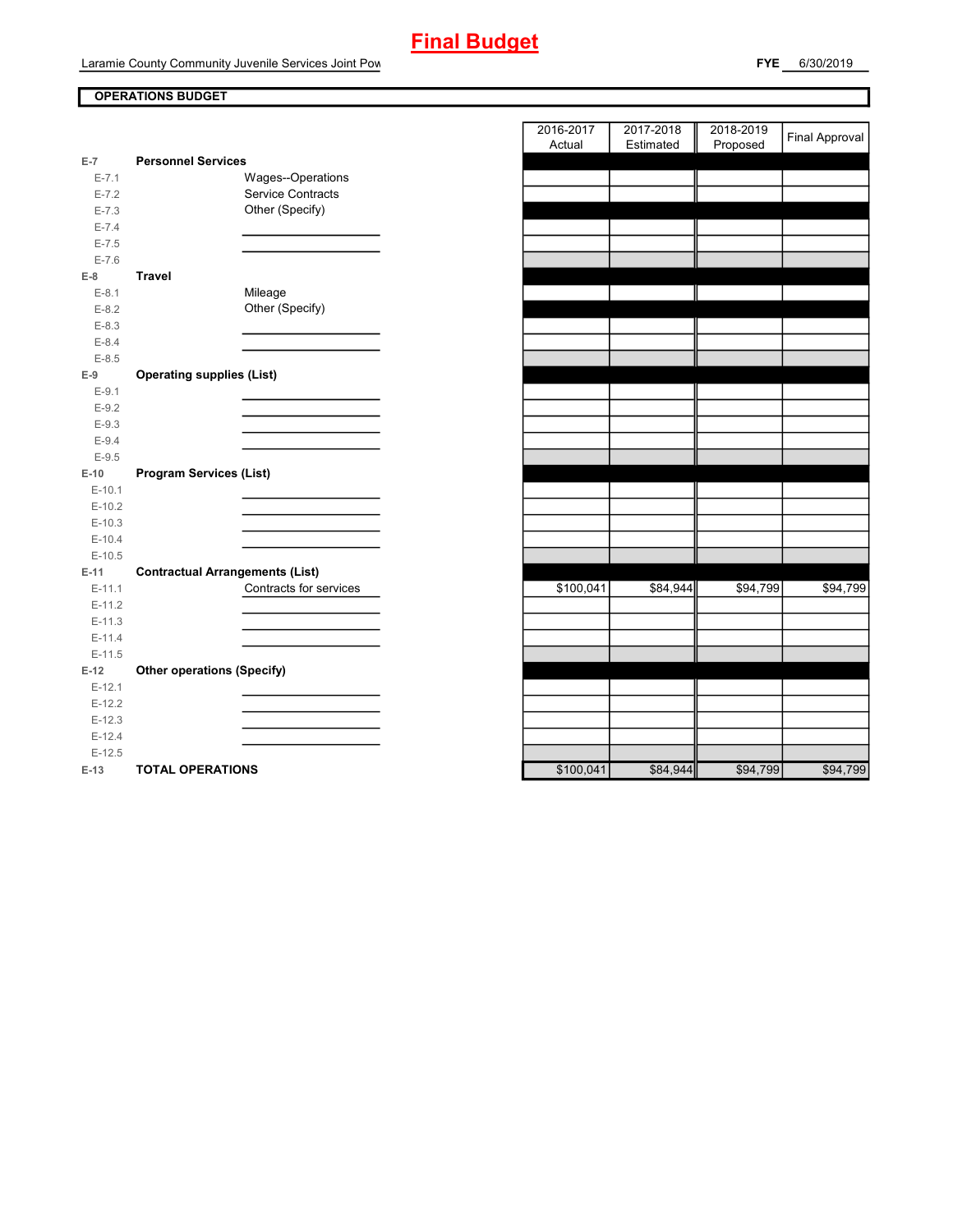# Final Budget

Laramie County Community Juvenile Services Joint Pow

**FYE** 6/30/2019

**OPERATIONS BUDGET**

| | | | 2016-2017 Actual | 2017-2018 Estimated | 2018-2019 Proposed | Final Approval |
|---|---|---|---|---|---|---|
| E-7 | **Personnel Services** | | | | | |
| E-7.1 | | Wages--Operations | | | | |
| E-7.2 | | Service Contracts | | | | |
| E-7.3 | | Other (Specify) | | | | |
| E-7.4 | | | | | | |
| E-7.5 | | | | | | |
| E-7.6 | | | | | | |
| E-8 | **Travel** | | | | | |
| E-8.1 | | Mileage | | | | |
| E-8.2 | | Other (Specify) | | | | |
| E-8.3 | | | | | | |
| E-8.4 | | | | | | |
| E-8.5 | | | | | | |
| E-9 | **Operating supplies (List)** | | | | | |
| E-9.1 | | | | | | |
| E-9.2 | | | | | | |
| E-9.3 | | | | | | |
| E-9.4 | | | | | | |
| E-9.5 | | | | | | |
| E-10 | **Program Services (List)** | | | | | |
| E-10.1 | | | | | | |
| E-10.2 | | | | | | |
| E-10.3 | | | | | | |
| E-10.4 | | | | | | |
| E-10.5 | | | | | | |
| E-11 | **Contractual Arrangements (List)** | | | | | |
| E-11.1 | | Contracts for services | $100,041 | $84,944 | $94,799 | $94,799 |
| E-11.2 | | | | | | |
| E-11.3 | | | | | | |
| E-11.4 | | | | | | |
| E-11.5 | | | | | | |
| E-12 | **Other operations (Specify)** | | | | | |
| E-12.1 | | | | | | |
| E-12.2 | | | | | | |
| E-12.3 | | | | | | |
| E-12.4 | | | | | | |
| E-12.5 | | | | | | |
| E-13 | **TOTAL OPERATIONS** | | $100,041 | $84,944 | $94,799 | $94,799 |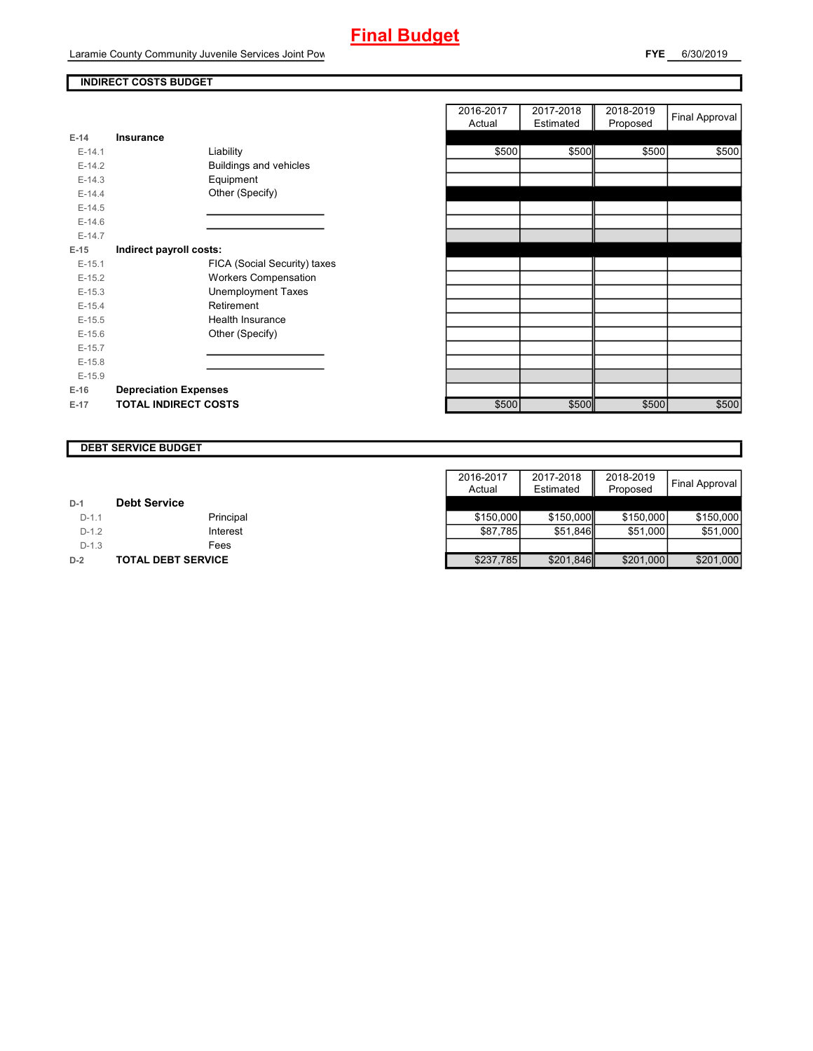# Final Budget

Laramie County Community Juvenile Services Joint Pow

**FYE** 6/30/2019

## INDIRECT COSTS BUDGET

| | | | 2016-2017 Actual | 2017-2018 Estimated | 2018-2019 Proposed | Final Approval |
|---|---|---|---|---|---|---|
| E-14 | **Insurance** | | | | | |
| E-14.1 | | Liability | $500 | $500 | $500 | $500 |
| E-14.2 | | Buildings and vehicles | | | | |
| E-14.3 | | Equipment | | | | |
| E-14.4 | | Other (Specify) | | | | |
| E-14.5 | | | | | | |
| E-14.6 | | | | | | |
| E-14.7 | | | | | | |
| E-15 | **Indirect payroll costs:** | | | | | |
| E-15.1 | | FICA (Social Security) taxes | | | | |
| E-15.2 | | Workers Compensation | | | | |
| E-15.3 | | Unemployment Taxes | | | | |
| E-15.4 | | Retirement | | | | |
| E-15.5 | | Health Insurance | | | | |
| E-15.6 | | Other (Specify) | | | | |
| E-15.7 | | | | | | |
| E-15.8 | | | | | | |
| E-15.9 | | | | | | |
| E-16 | **Depreciation Expenses** | | | | | |
| E-17 | **TOTAL INDIRECT COSTS** | | $500 | $500 | $500 | $500 |

## DEBT SERVICE BUDGET

| | | | 2016-2017 Actual | 2017-2018 Estimated | 2018-2019 Proposed | Final Approval |
|---|---|---|---|---|---|---|
| D-1 | **Debt Service** | | | | | |
| D-1.1 | | Principal | $150,000 | $150,000 | $150,000 | $150,000 |
| D-1.2 | | Interest | $87,785 | $51,846 | $51,000 | $51,000 |
| D-1.3 | | Fees | | | | |
| D-2 | **TOTAL DEBT SERVICE** | | $237,785 | $201,846 | $201,000 | $201,000 |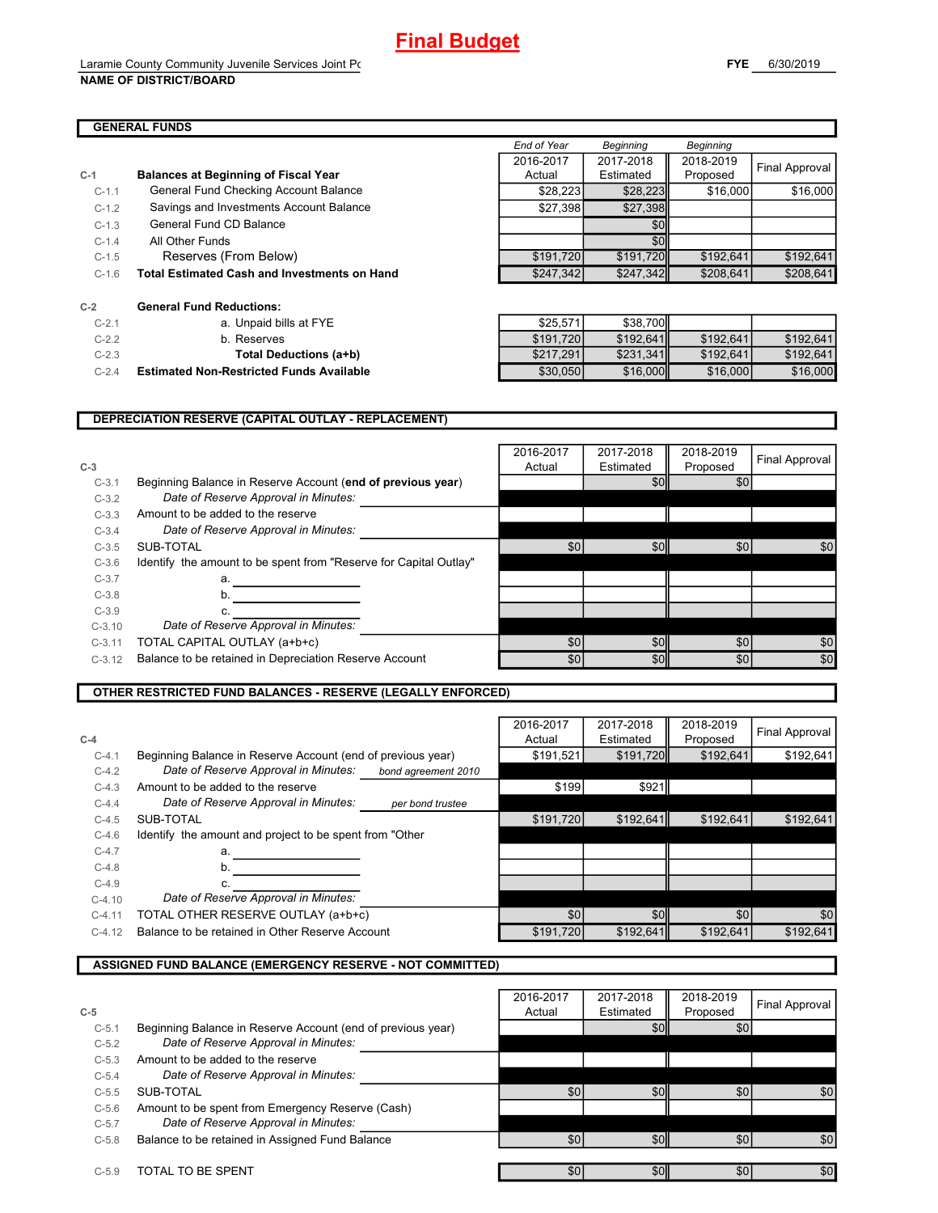# Final Budget

Laramie County Community Juvenile Services Joint Pc

**NAME OF DISTRICT/BOARD**

**FYE** 6/30/2019

## GENERAL FUNDS

| | | End of Year 2016-2017 Actual | Beginning 2017-2018 Estimated | Beginning 2018-2019 Proposed | Final Approval |
|---|---|---|---|---|---|
| **C-1** | **Balances at Beginning of Fiscal Year** | | | | |
| C-1.1 | General Fund Checking Account Balance | $28,223 | $28,223 | $16,000 | $16,000 |
| C-1.2 | Savings and Investments Account Balance | $27,398 | $27,398 | | |
| C-1.3 | General Fund CD Balance | | $0 | | |
| C-1.4 | All Other Funds | | $0 | | |
| C-1.5 | Reserves (From Below) | $191,720 | $191,720 | $192,641 | $192,641 |
| C-1.6 | **Total Estimated Cash and Investments on Hand** | $247,342 | $247,342 | $208,641 | $208,641 |
| **C-2** | **General Fund Reductions:** | | | | |
| C-2.1 | a. Unpaid bills at FYE | $25,571 | $38,700 | | |
| C-2.2 | b. Reserves | $191,720 | $192,641 | $192,641 | $192,641 |
| C-2.3 | **Total Deductions (a+b)** | $217,291 | $231,341 | $192,641 | $192,641 |
| C-2.4 | **Estimated Non-Restricted Funds Available** | $30,050 | $16,000 | $16,000 | $16,000 |

## DEPRECIATION RESERVE (CAPITAL OUTLAY - REPLACEMENT)

| **C-3** | | 2016-2017 Actual | 2017-2018 Estimated | 2018-2019 Proposed | Final Approval |
|---|---|---|---|---|---|
| C-3.1 | Beginning Balance in Reserve Account (**end of previous year**) | | $0 | $0 | |
| C-3.2 | *Date of Reserve Approval in Minutes:* | | | | |
| C-3.3 | Amount to be added to the reserve | | | | |
| C-3.4 | *Date of Reserve Approval in Minutes:* | | | | |
| C-3.5 | SUB-TOTAL | $0 | $0 | $0 | $0 |
| C-3.6 | Identify the amount to be spent from "Reserve for Capital Outlay" | | | | |
| C-3.7 | a. | | | | |
| C-3.8 | b. | | | | |
| C-3.9 | c. | | | | |
| C-3.10 | *Date of Reserve Approval in Minutes:* | | | | |
| C-3.11 | TOTAL CAPITAL OUTLAY (a+b+c) | $0 | $0 | $0 | $0 |
| C-3.12 | Balance to be retained in Depreciation Reserve Account | $0 | $0 | $0 | $0 |

## OTHER RESTRICTED FUND BALANCES - RESERVE (LEGALLY ENFORCED)

| **C-4** | | 2016-2017 Actual | 2017-2018 Estimated | 2018-2019 Proposed | Final Approval |
|---|---|---|---|---|---|
| C-4.1 | Beginning Balance in Reserve Account (end of previous year) | $191,521 | $191,720 | $192,641 | $192,641 |
| C-4.2 | *Date of Reserve Approval in Minutes:* *bond agreement 2010* | | | | |
| C-4.3 | Amount to be added to the reserve | $199 | $921 | | |
| C-4.4 | *Date of Reserve Approval in Minutes:* *per bond trustee* | | | | |
| C-4.5 | SUB-TOTAL | $191,720 | $192,641 | $192,641 | $192,641 |
| C-4.6 | Identify the amount and project to be spent from "Other | | | | |
| C-4.7 | a. | | | | |
| C-4.8 | b. | | | | |
| C-4.9 | c. | | | | |
| C-4.10 | *Date of Reserve Approval in Minutes:* | | | | |
| C-4.11 | TOTAL OTHER RESERVE OUTLAY (a+b+c) | $0 | $0 | $0 | $0 |
| C-4.12 | Balance to be retained in Other Reserve Account | $191,720 | $192,641 | $192,641 | $192,641 |

## ASSIGNED FUND BALANCE (EMERGENCY RESERVE - NOT COMMITTED)

| **C-5** | | 2016-2017 Actual | 2017-2018 Estimated | 2018-2019 Proposed | Final Approval |
|---|---|---|---|---|---|
| C-5.1 | Beginning Balance in Reserve Account (end of previous year) | | $0 | $0 | |
| C-5.2 | *Date of Reserve Approval in Minutes:* | | | | |
| C-5.3 | Amount to be added to the reserve | | | | |
| C-5.4 | *Date of Reserve Approval in Minutes:* | | | | |
| C-5.5 | SUB-TOTAL | $0 | $0 | $0 | $0 |
| C-5.6 | Amount to be spent from Emergency Reserve (Cash) | | | | |
| C-5.7 | *Date of Reserve Approval in Minutes:* | | | | |
| C-5.8 | Balance to be retained in Assigned Fund Balance | $0 | $0 | $0 | $0 |
| C-5.9 | TOTAL TO BE SPENT | $0 | $0 | $0 | $0 |